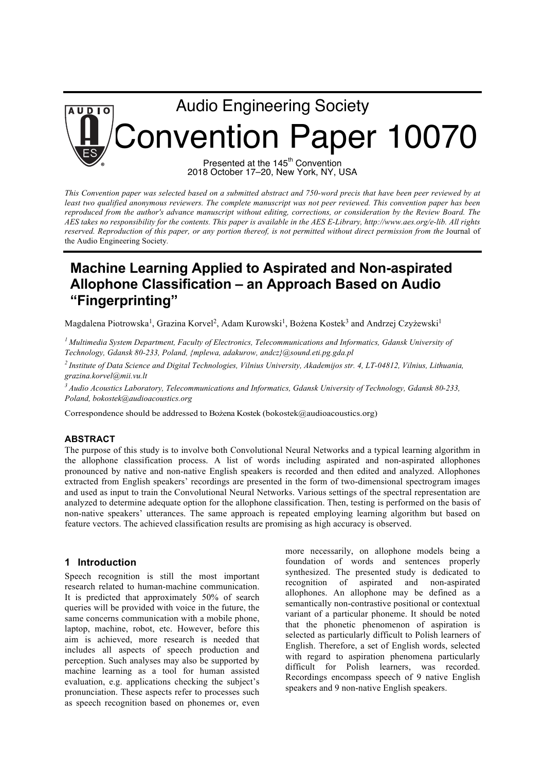Audio Engineering Society

# Convention Paper 10070

Presented at the 145th Convention
2018 October 17–20, New York, NY, USA

*This Convention paper was selected based on a submitted abstract and 750-word precis that have been peer reviewed by at least two qualified anonymous reviewers. The complete manuscript was not peer reviewed. This convention paper has been reproduced from the author's advance manuscript without editing, corrections, or consideration by the Review Board. The AES takes no responsibility for the contents. This paper is available in the AES E-Library, http://www.aes.org/e-lib. All rights reserved. Reproduction of this paper, or any portion thereof, is not permitted without direct permission from the* Journal of the Audio Engineering Society.

## Machine Learning Applied to Aspirated and Non-aspirated Allophone Classification – an Approach Based on Audio "Fingerprinting"

Magdalena Piotrowska[1], Grazina Korvel[2], Adam Kurowski[1], Bożena Kostek[3] and Andrzej Czyżewski[1]

[1] *Multimedia System Department, Faculty of Electronics, Telecommunications and Informatics, Gdansk University of Technology, Gdansk 80-233, Poland, {mplewa, adakurow, andcz}@sound.eti.pg.gda.pl*

[2] *Institute of Data Science and Digital Technologies, Vilnius University, Akademijos str. 4, LT-04812, Vilnius, Lithuania, grazina.korvel@mii.vu.lt*

[3] *Audio Acoustics Laboratory, Telecommunications and Informatics, Gdansk University of Technology, Gdansk 80-233, Poland, bokostek@audioacoustics.org*

Correspondence should be addressed to Bożena Kostek (bokostek@audioacoustics.org)

### ABSTRACT

The purpose of this study is to involve both Convolutional Neural Networks and a typical learning algorithm in the allophone classification process. A list of words including aspirated and non-aspirated allophones pronounced by native and non-native English speakers is recorded and then edited and analyzed. Allophones extracted from English speakers' recordings are presented in the form of two-dimensional spectrogram images and used as input to train the Convolutional Neural Networks. Various settings of the spectral representation are analyzed to determine adequate option for the allophone classification. Then, testing is performed on the basis of non-native speakers' utterances. The same approach is repeated employing learning algorithm but based on feature vectors. The achieved classification results are promising as high accuracy is observed.

## 1 Introduction

Speech recognition is still the most important research related to human-machine communication. It is predicted that approximately 50% of search queries will be provided with voice in the future, the same concerns communication with a mobile phone, laptop, machine, robot, etc. However, before this aim is achieved, more research is needed that includes all aspects of speech production and perception. Such analyses may also be supported by machine learning as a tool for human assisted evaluation, e.g. applications checking the subject's pronunciation. These aspects refer to processes such as speech recognition based on phonemes or, even more necessarily, on allophone models being a foundation of words and sentences properly synthesized. The presented study is dedicated to recognition of aspirated and non-aspirated allophones. An allophone may be defined as a semantically non-contrastive positional or contextual variant of a particular phoneme. It should be noted that the phonetic phenomenon of aspiration is selected as particularly difficult to Polish learners of English. Therefore, a set of English words, selected with regard to aspiration phenomena particularly difficult for Polish learners, was recorded. Recordings encompass speech of 9 native English speakers and 9 non-native English speakers.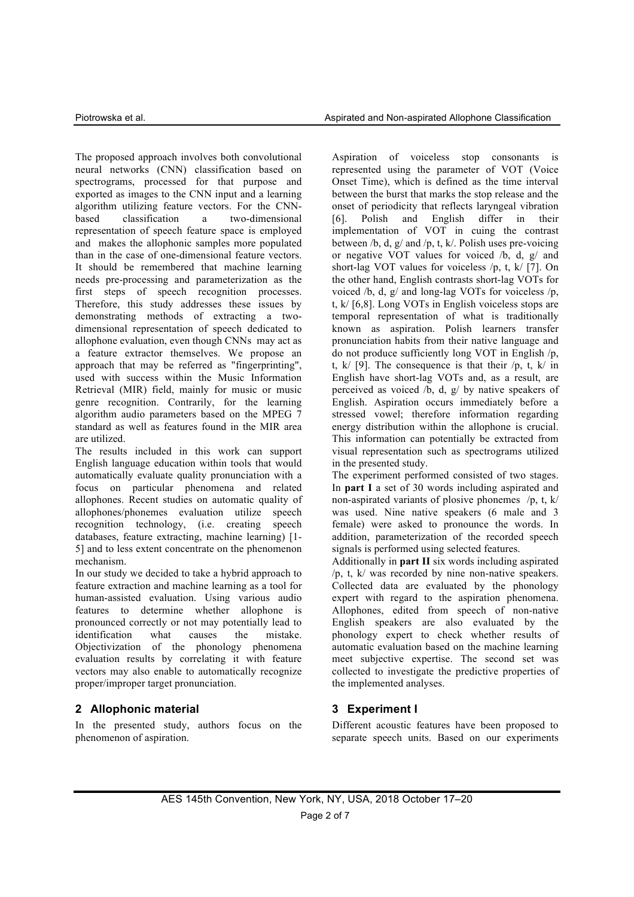The proposed approach involves both convolutional neural networks (CNN) classification based on spectrograms, processed for that purpose and exported as images to the CNN input and a learning algorithm utilizing feature vectors. For the CNN-based classification a two-dimensional representation of speech feature space is employed and makes the allophonic samples more populated than in the case of one-dimensional feature vectors. It should be remembered that machine learning needs pre-processing and parameterization as the first steps of speech recognition processes. Therefore, this study addresses these issues by demonstrating methods of extracting a two-dimensional representation of speech dedicated to allophone evaluation, even though CNNs may act as a feature extractor themselves. We propose an approach that may be referred as "fingerprinting", used with success within the Music Information Retrieval (MIR) field, mainly for music or music genre recognition. Contrarily, for the learning algorithm audio parameters based on the MPEG 7 standard as well as features found in the MIR area are utilized.

The results included in this work can support English language education within tools that would automatically evaluate quality pronunciation with a focus on particular phenomena and related allophones. Recent studies on automatic quality of allophones/phonemes evaluation utilize speech recognition technology, (i.e. creating speech databases, feature extracting, machine learning) [1-5] and to less extent concentrate on the phenomenon mechanism.

In our study we decided to take a hybrid approach to feature extraction and machine learning as a tool for human-assisted evaluation. Using various audio features to determine whether allophone is pronounced correctly or not may potentially lead to identification what causes the mistake. Objectivization of the phonology phenomena evaluation results by correlating it with feature vectors may also enable to automatically recognize proper/improper target pronunciation.

## 2 Allophonic material

In the presented study, authors focus on the phenomenon of aspiration.

Aspiration of voiceless stop consonants is represented using the parameter of VOT (Voice Onset Time), which is defined as the time interval between the burst that marks the stop release and the onset of periodicity that reflects laryngeal vibration [6]. Polish and English differ in their implementation of VOT in cuing the contrast between /b, d, g/ and /p, t, k/. Polish uses pre-voicing or negative VOT values for voiced /b, d, g/ and short-lag VOT values for voiceless /p, t, k/ [7]. On the other hand, English contrasts short-lag VOTs for voiced /b, d, g/ and long-lag VOTs for voiceless /p, t, k/ [6,8]. Long VOTs in English voiceless stops are temporal representation of what is traditionally known as aspiration. Polish learners transfer pronunciation habits from their native language and do not produce sufficiently long VOT in English /p, t, k/ [9]. The consequence is that their /p, t, k/ in English have short-lag VOTs and, as a result, are perceived as voiced /b, d, g/ by native speakers of English. Aspiration occurs immediately before a stressed vowel; therefore information regarding energy distribution within the allophone is crucial. This information can potentially be extracted from visual representation such as spectrograms utilized in the presented study.

The experiment performed consisted of two stages. In **part I** a set of 30 words including aspirated and non-aspirated variants of plosive phonemes /p, t, k/ was used. Nine native speakers (6 male and 3 female) were asked to pronounce the words. In addition, parameterization of the recorded speech signals is performed using selected features.

Additionally in **part II** six words including aspirated /p, t, k/ was recorded by nine non-native speakers. Collected data are evaluated by the phonology expert with regard to the aspiration phenomena. Allophones, edited from speech of non-native English speakers are also evaluated by the phonology expert to check whether results of automatic evaluation based on the machine learning meet subjective expertise. The second set was collected to investigate the predictive properties of the implemented analyses.

## 3 Experiment I

Different acoustic features have been proposed to separate speech units. Based on our experiments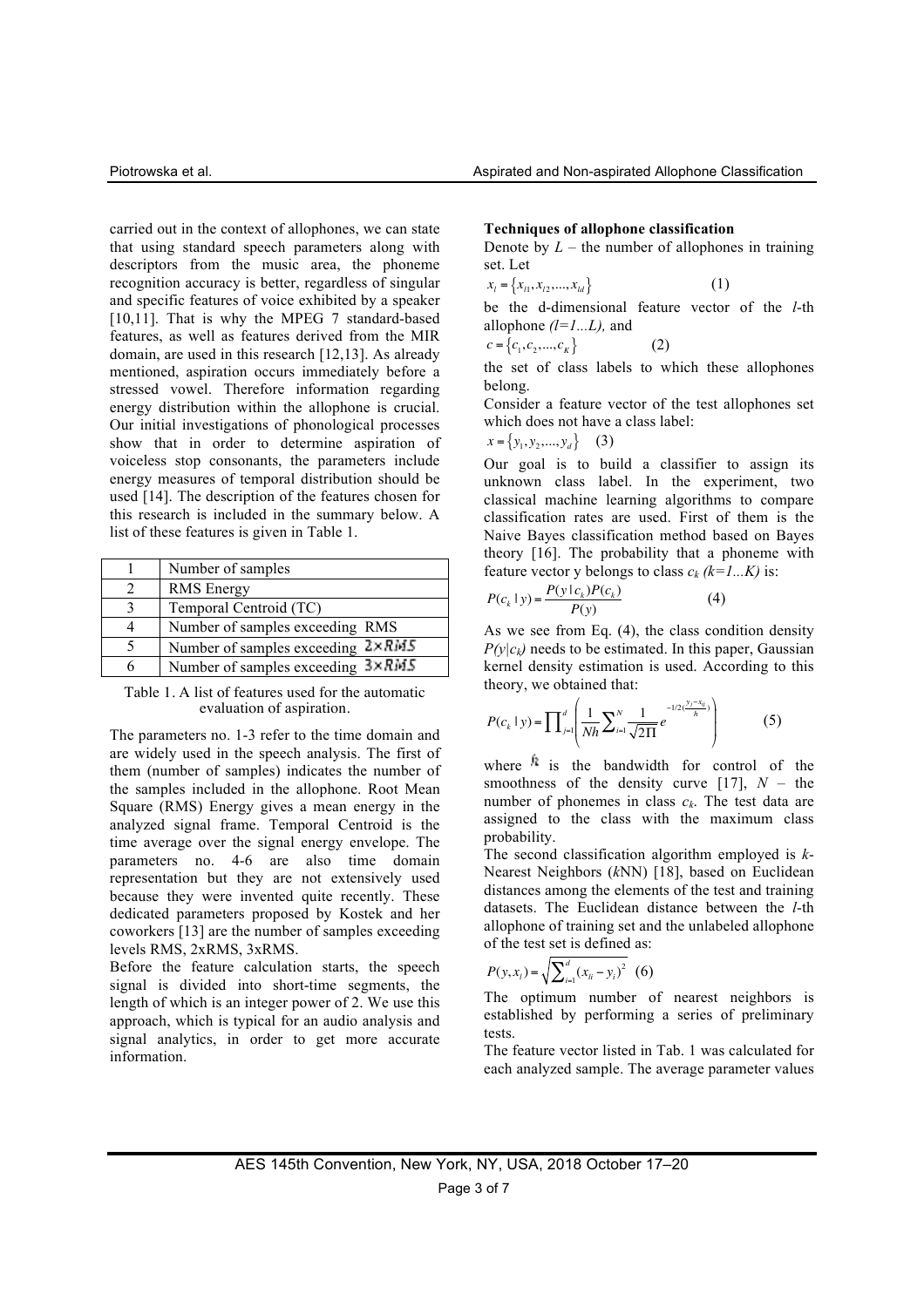carried out in the context of allophones, we can state that using standard speech parameters along with descriptors from the music area, the phoneme recognition accuracy is better, regardless of singular and specific features of voice exhibited by a speaker [10,11]. That is why the MPEG 7 standard-based features, as well as features derived from the MIR domain, are used in this research [12,13]. As already mentioned, aspiration occurs immediately before a stressed vowel. Therefore information regarding energy distribution within the allophone is crucial. Our initial investigations of phonological processes show that in order to determine aspiration of voiceless stop consonants, the parameters include energy measures of temporal distribution should be used [14]. The description of the features chosen for this research is included in the summary below. A list of these features is given in Table 1.

| | |
|---|---|
| 1 | Number of samples |
| 2 | RMS Energy |
| 3 | Temporal Centroid (TC) |
| 4 | Number of samples exceeding RMS |
| 5 | Number of samples exceeding $2\times RMS$ |
| 6 | Number of samples exceeding $3\times RMS$ |

Table 1. A list of features used for the automatic evaluation of aspiration.

The parameters no. 1-3 refer to the time domain and are widely used in the speech analysis. The first of them (number of samples) indicates the number of the samples included in the allophone. Root Mean Square (RMS) Energy gives a mean energy in the analyzed signal frame. Temporal Centroid is the time average over the signal energy envelope. The parameters no. 4-6 are also time domain representation but they are not extensively used because they were invented quite recently. These dedicated parameters proposed by Kostek and her coworkers [13] are the number of samples exceeding levels RMS, 2xRMS, 3xRMS.

Before the feature calculation starts, the speech signal is divided into short-time segments, the length of which is an integer power of 2. We use this approach, which is typical for an audio analysis and signal analytics, in order to get more accurate information.

**Techniques of allophone classification**

Denote by $L$ – the number of allophones in training set. Let

$$x_l = \{x_{l1}, x_{l2}, ..., x_{ld}\} \quad (1)$$

be the d-dimensional feature vector of the $l$-th allophone $(l=1...L)$, and

$$c = \{c_1, c_2, ..., c_K\} \quad (2)$$

the set of class labels to which these allophones belong.

Consider a feature vector of the test allophones set which does not have a class label:

$$x = \{y_1, y_2, ..., y_d\} \quad (3)$$

Our goal is to build a classifier to assign its unknown class label. In the experiment, two classical machine learning algorithms to compare classification rates are used. First of them is the Naive Bayes classification method based on Bayes theory [16]. The probability that a phoneme with feature vector y belongs to class $c_k$ $(k=1...K)$ is:

$$P(c_k \mid y) = \frac{P(y \mid c_k)P(c_k)}{P(y)} \quad (4)$$

As we see from Eq. (4), the class condition density $P(y|c_k)$ needs to be estimated. In this paper, Gaussian kernel density estimation is used. According to this theory, we obtained that:

$$P(c_k \mid y) = \prod_{j=1}^{d} \left( \frac{1}{Nh} \sum_{i=1}^{N} \frac{1}{\sqrt{2\Pi}} e^{-1/2(\frac{y_j - x_{ij}}{h})} \right) \quad (5)$$

where $h$ is the bandwidth for control of the smoothness of the density curve [17], $N$ – the number of phonemes in class $c_k$. The test data are assigned to the class with the maximum class probability.

The second classification algorithm employed is $k$-Nearest Neighbors ($k$NN) [18], based on Euclidean distances among the elements of the test and training datasets. The Euclidean distance between the $l$-th allophone of training set and the unlabeled allophone of the test set is defined as:

$$P(y, x_l) = \sqrt{\sum_{i=1}^{d} (x_{li} - y_i)^2} \quad (6)$$

The optimum number of nearest neighbors is established by performing a series of preliminary tests.

The feature vector listed in Tab. 1 was calculated for each analyzed sample. The average parameter values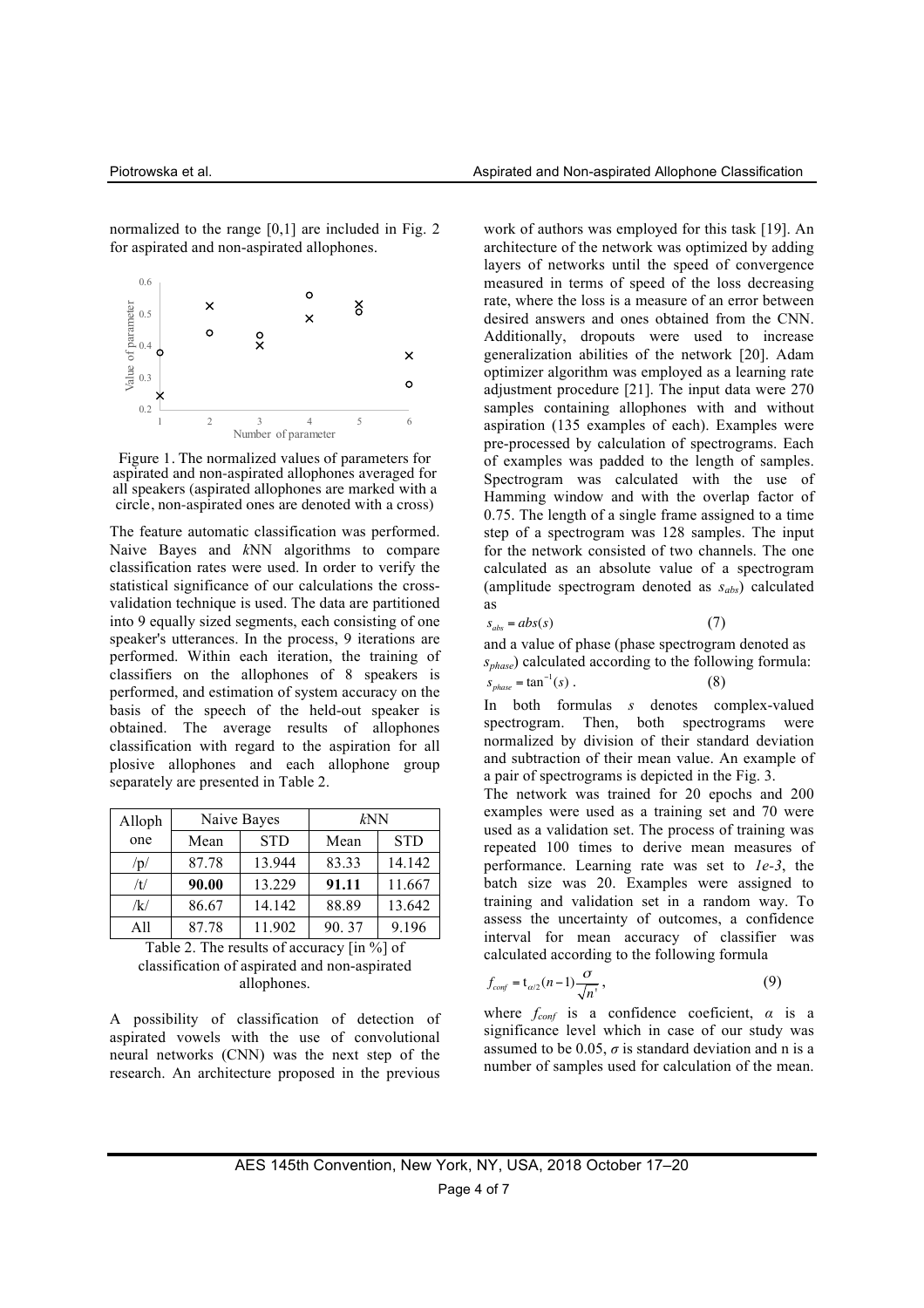normalized to the range [0,1] are included in Fig. 2 for aspirated and non-aspirated allophones.

Figure 1. The normalized values of parameters for aspirated and non-aspirated allophones averaged for all speakers (aspirated allophones are marked with a circle, non-aspirated ones are denoted with a cross)

The feature automatic classification was performed. Naive Bayes and *k*NN algorithms to compare classification rates were used. In order to verify the statistical significance of our calculations the cross-validation technique is used. The data are partitioned into 9 equally sized segments, each consisting of one speaker's utterances. In the process, 9 iterations are performed. Within each iteration, the training of classifiers on the allophones of 8 speakers is performed, and estimation of system accuracy on the basis of the speech of the held-out speaker is obtained. The average results of allophones classification with regard to the aspiration for all plosive allophones and each allophone group separately are presented in Table 2.

| Allophone | Naive Bayes | | *k*NN | |
|---|---|---|---|---|
| | Mean | STD | Mean | STD |
| /p/ | 87.78 | 13.944 | 83.33 | 14.142 |
| /t/ | **90.00** | 13.229 | **91.11** | 11.667 |
| /k/ | 86.67 | 14.142 | 88.89 | 13.642 |
| All | 87.78 | 11.902 | 90. 37 | 9.196 |

Table 2. The results of accuracy [in %] of classification of aspirated and non-aspirated allophones.

A possibility of classification of detection of aspirated vowels with the use of convolutional neural networks (CNN) was the next step of the research. An architecture proposed in the previous work of authors was employed for this task [19]. An architecture of the network was optimized by adding layers of networks until the speed of convergence measured in terms of speed of the loss decreasing rate, where the loss is a measure of an error between desired answers and ones obtained from the CNN. Additionally, dropouts were used to increase generalization abilities of the network [20]. Adam optimizer algorithm was employed as a learning rate adjustment procedure [21]. The input data were 270 samples containing allophones with and without aspiration (135 examples of each). Examples were pre-processed by calculation of spectrograms. Each of examples was padded to the length of samples. Spectrogram was calculated with the use of Hamming window and with the overlap factor of 0.75. The length of a single frame assigned to a time step of a spectrogram was 128 samples. The input for the network consisted of two channels. The one calculated as an absolute value of a spectrogram (amplitude spectrogram denoted as $s_{abs}$) calculated as

$$s_{abs} = abs(s) \tag{7}$$

and a value of phase (phase spectrogram denoted as $s_{phase}$) calculated according to the following formula:

$$s_{phase} = \tan^{-1}(s) \, . \tag{8}$$

In both formulas $s$ denotes complex-valued spectrogram. Then, both spectrograms were normalized by division of their standard deviation and subtraction of their mean value. An example of a pair of spectrograms is depicted in the Fig. 3.

The network was trained for 20 epochs and 200 examples were used as a training set and 70 were used as a validation set. The process of training was repeated 100 times to derive mean measures of performance. Learning rate was set to *1e-3*, the batch size was 20. Examples were assigned to training and validation set in a random way. To assess the uncertainty of outcomes, a confidence interval for mean accuracy of classifier was calculated according to the following formula

$$f_{conf} = t_{\alpha/2}(n-1)\frac{\sigma}{\sqrt{n'}}, \tag{9}$$

where $f_{conf}$ is a confidence coeficient, $\alpha$ is a significance level which in case of our study was assumed to be 0.05, $\sigma$ is standard deviation and n is a number of samples used for calculation of the mean.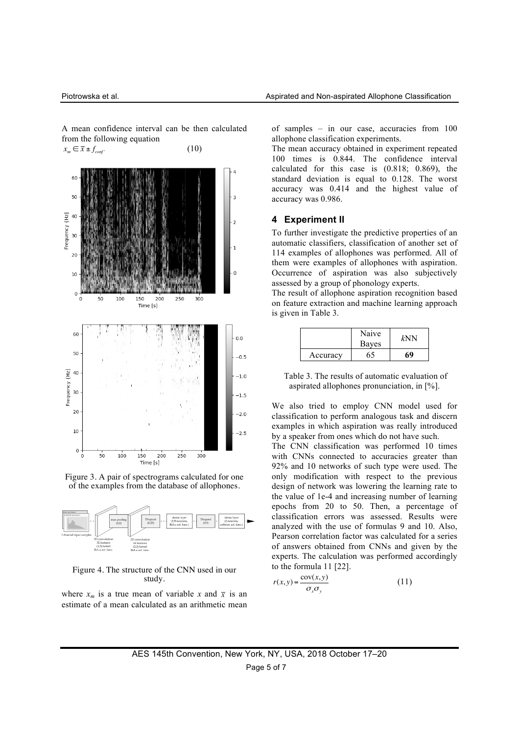A mean confidence interval can be then calculated from the following equation

$$x_m \in \bar{x} \pm f_{conf}, \tag{10}$$

Figure 3. A pair of spectrograms calculated for one of the examples from the database of allophones.

Figure 4. The structure of the CNN used in our study.

where $x_m$ is a true mean of variable $x$ and $\bar{x}$ is an estimate of a mean calculated as an arithmetic mean of samples – in our case, accuracies from 100 allophone classification experiments.

The mean accuracy obtained in experiment repeated 100 times is 0.844. The confidence interval calculated for this case is (0.818; 0.869), the standard deviation is equal to 0.128. The worst accuracy was 0.414 and the highest value of accuracy was 0.986.

## 4 Experiment II

To further investigate the predictive properties of an automatic classifiers, classification of another set of 114 examples of allophones was performed. All of them were examples of allophones with aspiration. Occurrence of aspiration was also subjectively assessed by a group of phonology experts.

The result of allophone aspiration recognition based on feature extraction and machine learning approach is given in Table 3.

| | Naive Bayes | *k*NN |
|---|---|---|
| Accuracy | 65 | **69** |

Table 3. The results of automatic evaluation of aspirated allophones pronunciation, in [%].

We also tried to employ CNN model used for classification to perform analogous task and discern examples in which aspiration was really introduced by a speaker from ones which do not have such.

The CNN classification was performed 10 times with CNNs connected to accuracies greater than 92% and 10 networks of such type were used. The only modification with respect to the previous design of network was lowering the learning rate to the value of 1e-4 and increasing number of learning epochs from 20 to 50. Then, a percentage of classification errors was assessed. Results were analyzed with the use of formulas 9 and 10. Also, Pearson correlation factor was calculated for a series of answers obtained from CNNs and given by the experts. The calculation was performed accordingly to the formula 11 [22].

$$r(x,y) = \frac{\text{cov}(x,y)}{\sigma_x \sigma_y} \tag{11}$$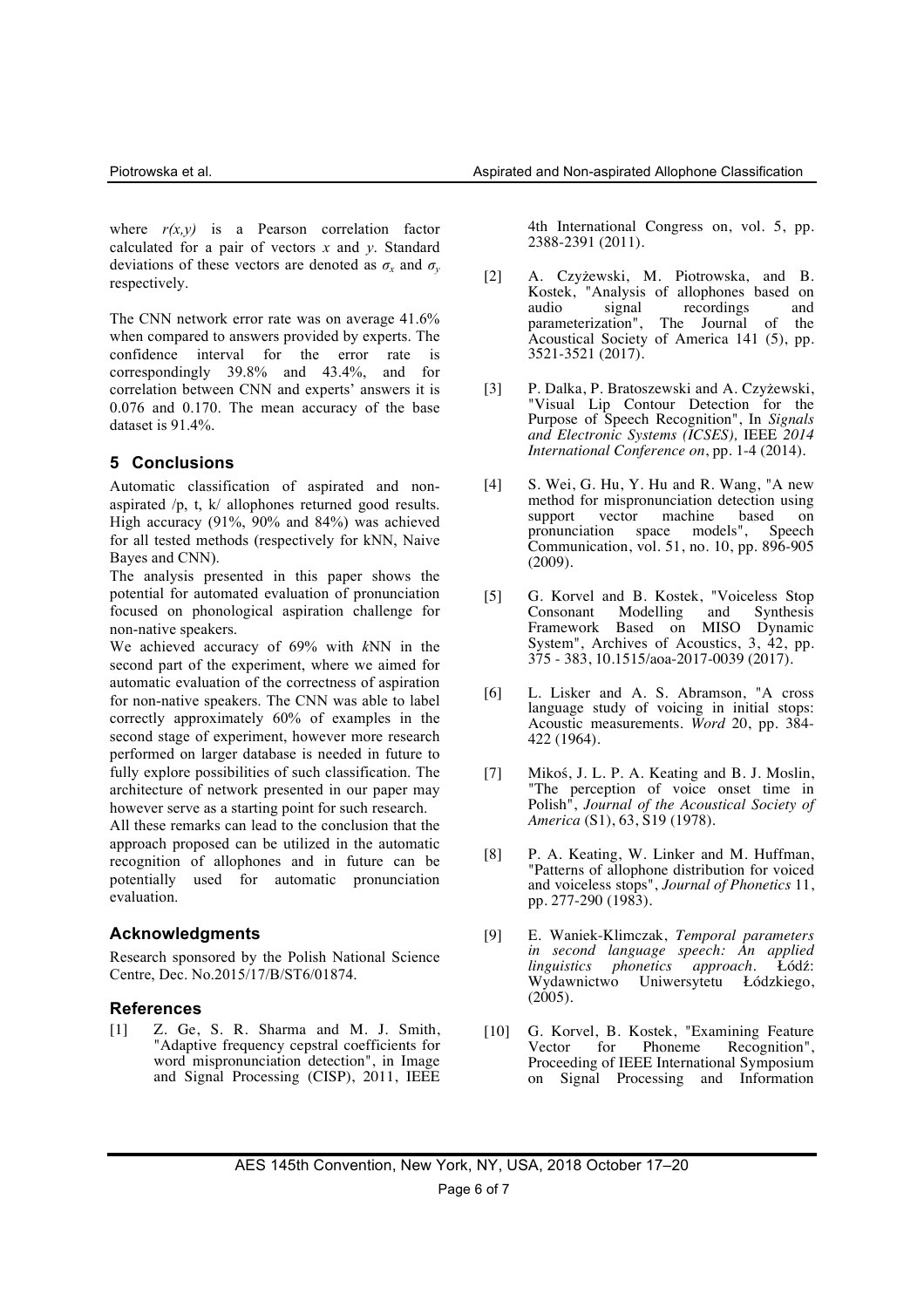where $r(x,y)$ is a Pearson correlation factor calculated for a pair of vectors $x$ and $y$. Standard deviations of these vectors are denoted as $\sigma_x$ and $\sigma_y$ respectively.

The CNN network error rate was on average 41.6% when compared to answers provided by experts. The confidence interval for the error rate is correspondingly 39.8% and 43.4%, and for correlation between CNN and experts' answers it is 0.076 and 0.170. The mean accuracy of the base dataset is 91.4%.

## 5 Conclusions

Automatic classification of aspirated and non-aspirated /p, t, k/ allophones returned good results. High accuracy (91%, 90% and 84%) was achieved for all tested methods (respectively for kNN, Naive Bayes and CNN).

The analysis presented in this paper shows the potential for automated evaluation of pronunciation focused on phonological aspiration challenge for non-native speakers.

We achieved accuracy of 69% with *k*NN in the second part of the experiment, where we aimed for automatic evaluation of the correctness of aspiration for non-native speakers. The CNN was able to label correctly approximately 60% of examples in the second stage of experiment, however more research performed on larger database is needed in future to fully explore possibilities of such classification. The architecture of network presented in our paper may however serve as a starting point for such research.

All these remarks can lead to the conclusion that the approach proposed can be utilized in the automatic recognition of allophones and in future can be potentially used for automatic pronunciation evaluation.

## Acknowledgments

Research sponsored by the Polish National Science Centre, Dec. No.2015/17/B/ST6/01874.

## References

[1] Z. Ge, S. R. Sharma and M. J. Smith, "Adaptive frequency cepstral coefficients for word mispronunciation detection", in Image and Signal Processing (CISP), 2011, IEEE 4th International Congress on, vol. 5, pp. 2388-2391 (2011).

[2] A. Czyżewski, M. Piotrowska, and B. Kostek, "Analysis of allophones based on audio signal recordings and parameterization", The Journal of the Acoustical Society of America 141 (5), pp. 3521-3521 (2017).

[3] P. Dalka, P. Bratoszewski and A. Czyżewski, "Visual Lip Contour Detection for the Purpose of Speech Recognition", In *Signals and Electronic Systems (ICSES),* IEEE *2014 International Conference on*, pp. 1-4 (2014).

[4] S. Wei, G. Hu, Y. Hu and R. Wang, "A new method for mispronunciation detection using support vector machine based on pronunciation space models", Speech Communication, vol. 51, no. 10, pp. 896-905 (2009).

[5] G. Korvel and B. Kostek, "Voiceless Stop Consonant Modelling and Synthesis Framework Based on MISO Dynamic System", Archives of Acoustics, 3, 42, pp. 375 - 383, 10.1515/aoa-2017-0039 (2017).

[6] L. Lisker and A. S. Abramson, "A cross language study of voicing in initial stops: Acoustic measurements. *Word* 20, pp. 384-422 (1964).

[7] Mikoś, J. L. P. A. Keating and B. J. Moslin, "The perception of voice onset time in Polish", *Journal of the Acoustical Society of America* (S1), 63, S19 (1978).

[8] P. A. Keating, W. Linker and M. Huffman, "Patterns of allophone distribution for voiced and voiceless stops", *Journal of Phonetics* 11, pp. 277-290 (1983).

[9] E. Waniek-Klimczak, *Temporal parameters in second language speech: An applied linguistics phonetics approach*. Łódź: Wydawnictwo Uniwersytetu Łódzkiego, (2005).

[10] G. Korvel, B. Kostek, "Examining Feature Vector for Phoneme Recognition", Proceeding of IEEE International Symposium on Signal Processing and Information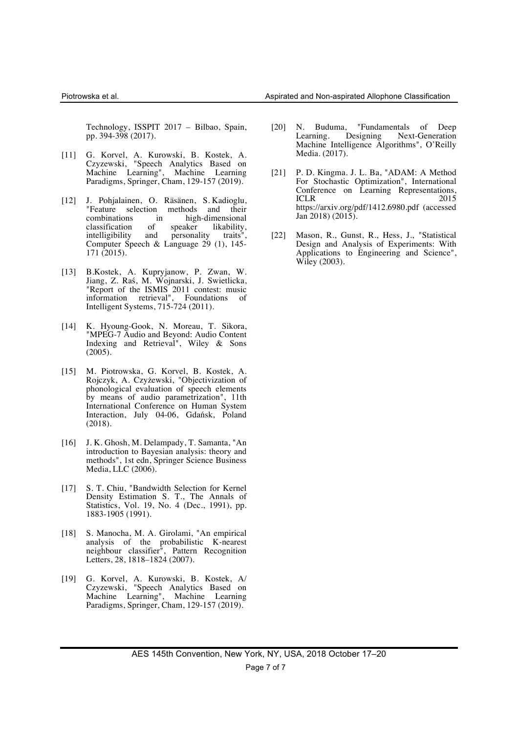Technology, ISSPIT 2017 – Bilbao, Spain, pp. 394-398 (2017).

[11] G. Korvel, A. Kurowski, B. Kostek, A. Czyzewski, "Speech Analytics Based on Machine Learning", Machine Learning Paradigms, Springer, Cham, 129-157 (2019).

[12] J. Pohjalainen, O. Räsänen, S. Kadioglu, "Feature selection methods and their combinations in high-dimensional classification of speaker likability, intelligibility and personality traits", Computer Speech & Language 29 (1), 145-171 (2015).

[13] B.Kostek, A. Kupryjanow, P. Zwan, W. Jiang, Z. Raś, M. Wojnarski, J. Swietlicka, "Report of the ISMIS 2011 contest: music information retrieval", Foundations of Intelligent Systems, 715-724 (2011).

[14] K. Hyoung-Gook, N. Moreau, T. Sikora, "MPEG-7 Audio and Beyond: Audio Content Indexing and Retrieval", Wiley & Sons (2005).

[15] M. Piotrowska, G. Korvel, B. Kostek, A. Rojczyk, A. Czyżewski, "Objectivization of phonological evaluation of speech elements by means of audio parametrization", 11th International Conference on Human System Interaction, July 04-06, Gdańsk, Poland (2018).

[16] J. K. Ghosh, M. Delampady, T. Samanta, "An introduction to Bayesian analysis: theory and methods", 1st edn, Springer Science Business Media, LLC (2006).

[17] S. T. Chiu, "Bandwidth Selection for Kernel Density Estimation S. T., The Annals of Statistics, Vol. 19, No. 4 (Dec., 1991), pp. 1883-1905 (1991).

[18] S. Manocha, M. A. Girolami, "An empirical analysis of the probabilistic K-nearest neighbour classifier", Pattern Recognition Letters, 28, 1818–1824 (2007).

[19] G. Korvel, A. Kurowski, B. Kostek, A/ Czyzewski, "Speech Analytics Based on Machine Learning", Machine Learning Paradigms, Springer, Cham, 129-157 (2019).

[20] N. Buduma, "Fundamentals of Deep Learning. Designing Next-Generation Machine Intelligence Algorithms", O'Reilly Media. (2017).

[21] P. D. Kingma. J. L. Ba, "ADAM: A Method For Stochastic Optimization", International Conference on Learning Representations, ICLR 2015 https://arxiv.org/pdf/1412.6980.pdf (accessed Jan 2018) (2015).

[22] Mason, R., Gunst, R., Hess, J., "Statistical Design and Analysis of Experiments: With Applications to Engineering and Science", Wiley (2003).